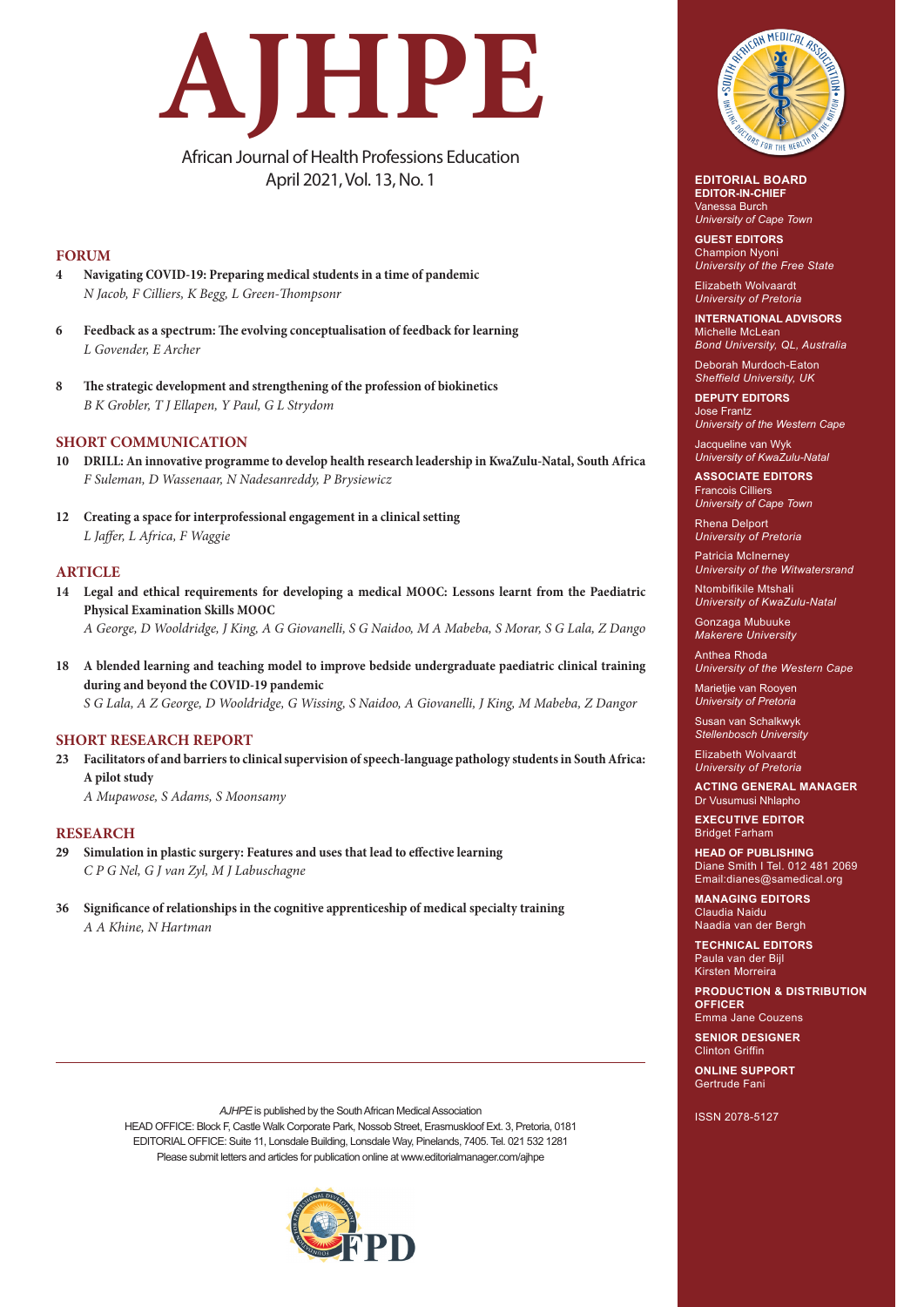# AJHPE

African Journal of Health Professions Education
April 2021, Vol. 13, No. 1

## FORUM

**4 Navigating COVID-19: Preparing medical students in a time of pandemic**
*N Jacob, F Cilliers, K Begg, L Green-Thompsonr*

**6 Feedback as a spectrum: The evolving conceptualisation of feedback for learning**
*L Govender, E Archer*

**8 The strategic development and strengthening of the profession of biokinetics**
*B K Grobler, T J Ellapen, Y Paul, G L Strydom*

## SHORT COMMUNICATION

**10 DRILL: An innovative programme to develop health research leadership in KwaZulu-Natal, South Africa**
*F Suleman, D Wassenaar, N Nadesanreddy, P Brysiewicz*

**12 Creating a space for interprofessional engagement in a clinical setting**
*L Jaffer, L Africa, F Waggie*

## ARTICLE

**14 Legal and ethical requirements for developing a medical MOOC: Lessons learnt from the Paediatric Physical Examination Skills MOOC**
*A George, D Wooldridge, J King, A G Giovanelli, S G Naidoo, M A Mabeba, S Morar, S G Lala, Z Dango*

**18 A blended learning and teaching model to improve bedside undergraduate paediatric clinical training during and beyond the COVID-19 pandemic**
*S G Lala, A Z George, D Wooldridge, G Wissing, S Naidoo, A Giovanelli, J King, M Mabeba, Z Dangor*

## SHORT RESEARCH REPORT

**23 Facilitators of and barriers to clinical supervision of speech-language pathology students in South Africa: A pilot study**
*A Mupawose, S Adams, S Moonsamy*

## RESEARCH

**29 Simulation in plastic surgery: Features and uses that lead to effective learning**
*C P G Nel, G J van Zyl, M J Labuschagne*

**36 Significance of relationships in the cognitive apprenticeship of medical specialty training**
*A A Khine, N Hartman*

---

*AJHPE* is published by the South African Medical Association
HEAD OFFICE: Block F, Castle Walk Corporate Park, Nossob Street, Erasmuskloof Ext. 3, Pretoria, 0181
EDITORIAL OFFICE: Suite 11, Lonsdale Building, Lonsdale Way, Pinelands, 7405. Tel. 021 532 1281
Please submit letters and articles for publication online at www.editorialmanager.com/ajhpe

FPD

---

**EDITORIAL BOARD**

**EDITOR-IN-CHIEF**
Vanessa Burch
*University of Cape Town*

**GUEST EDITORS**
Champion Nyoni
*University of the Free State*

Elizabeth Wolvaardt
*University of Pretoria*

**INTERNATIONAL ADVISORS**
Michelle McLean
*Bond University, QL, Australia*

Deborah Murdoch-Eaton
*Sheffield University, UK*

**DEPUTY EDITORS**
Jose Frantz
*University of the Western Cape*

Jacqueline van Wyk
*University of KwaZulu-Natal*

**ASSOCIATE EDITORS**
Francois Cilliers
*University of Cape Town*

Rhena Delport
*University of Pretoria*

Patricia McInerney
*University of the Witwatersrand*

Ntombifikile Mtshali
*University of KwaZulu-Natal*

Gonzaga Mubuuke
*Makerere University*

Anthea Rhoda
*University of the Western Cape*

Marietjie van Rooyen
*University of Pretoria*

Susan van Schalkwyk
*Stellenbosch University*

Elizabeth Wolvaardt
*University of Pretoria*

**ACTING GENERAL MANAGER**
Dr Vusumusi Nhlapho

**EXECUTIVE EDITOR**
Bridget Farham

**HEAD OF PUBLISHING**
Diane Smith I Tel. 012 481 2069
Email:dianes@samedical.org

**MANAGING EDITORS**
Claudia Naidu
Naadia van der Bergh

**TECHNICAL EDITORS**
Paula van der Bijl
Kirsten Morreira

**PRODUCTION & DISTRIBUTION OFFICER**
Emma Jane Couzens

**SENIOR DESIGNER**
Clinton Griffin

**ONLINE SUPPORT**
Gertrude Fani

ISSN 2078-5127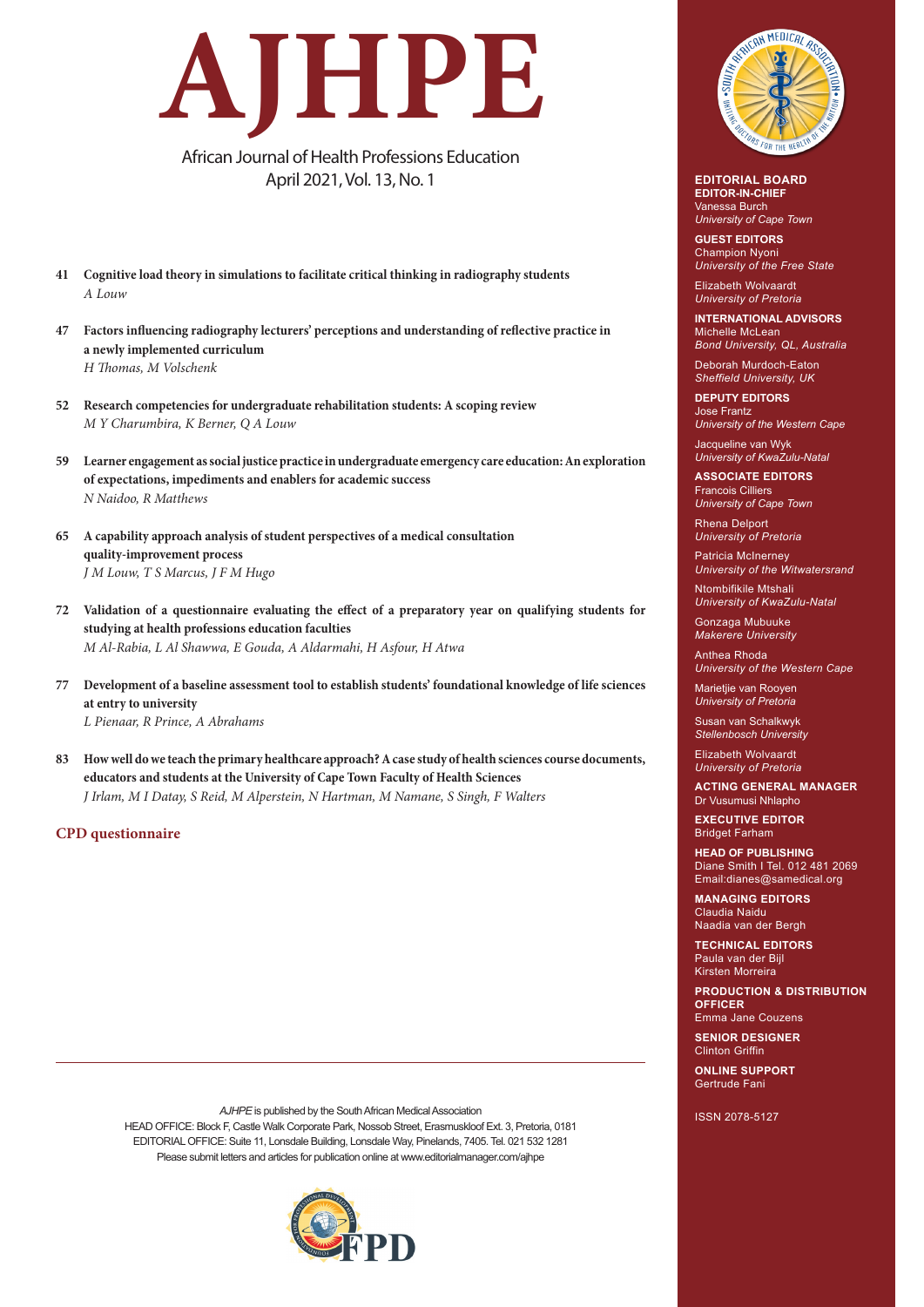# AJHPE

African Journal of Health Professions Education
April 2021, Vol. 13, No. 1

**41 Cognitive load theory in simulations to facilitate critical thinking in radiography students**
*A Louw*

**47 Factors influencing radiography lecturers' perceptions and understanding of reflective practice in a newly implemented curriculum**
*H Thomas, M Volschenk*

**52 Research competencies for undergraduate rehabilitation students: A scoping review**
*M Y Charumbira, K Berner, Q A Louw*

**59 Learner engagement as social justice practice in undergraduate emergency care education: An exploration of expectations, impediments and enablers for academic success**
*N Naidoo, R Matthews*

**65 A capability approach analysis of student perspectives of a medical consultation quality-improvement process**
*J M Louw, T S Marcus, J F M Hugo*

**72 Validation of a questionnaire evaluating the effect of a preparatory year on qualifying students for studying at health professions education faculties**
*M Al-Rabia, L Al Shawwa, E Gouda, A Aldarmahi, H Asfour, H Atwa*

**77 Development of a baseline assessment tool to establish students' foundational knowledge of life sciences at entry to university**
*L Pienaar, R Prince, A Abrahams*

**83 How well do we teach the primary healthcare approach? A case study of health sciences course documents, educators and students at the University of Cape Town Faculty of Health Sciences**
*J Irlam, M I Datay, S Reid, M Alperstein, N Hartman, M Namane, S Singh, F Walters*

**CPD questionnaire**

*AJHPE* is published by the South African Medical Association
HEAD OFFICE: Block F, Castle Walk Corporate Park, Nossob Street, Erasmuskloof Ext. 3, Pretoria, 0181
EDITORIAL OFFICE: Suite 11, Lonsdale Building, Lonsdale Way, Pinelands, 7405. Tel. 021 532 1281
Please submit letters and articles for publication online at www.editorialmanager.com/ajhpe

FPD

**EDITORIAL BOARD**

**EDITOR-IN-CHIEF**
Vanessa Burch
*University of Cape Town*

**GUEST EDITORS**
Champion Nyoni
*University of the Free State*

Elizabeth Wolvaardt
*University of Pretoria*

**INTERNATIONAL ADVISORS**
Michelle McLean
*Bond University, QL, Australia*

Deborah Murdoch-Eaton
*Sheffield University, UK*

**DEPUTY EDITORS**
Jose Frantz
*University of the Western Cape*

Jacqueline van Wyk
*University of KwaZulu-Natal*

**ASSOCIATE EDITORS**
Francois Cilliers
*University of Cape Town*

Rhena Delport
*University of Pretoria*

Patricia McInerney
*University of the Witwatersrand*

Ntombifikile Mtshali
*University of KwaZulu-Natal*

Gonzaga Mubuuke
*Makerere University*

Anthea Rhoda
*University of the Western Cape*

Marietjie van Rooyen
*University of Pretoria*

Susan van Schalkwyk
*Stellenbosch University*

Elizabeth Wolvaardt
*University of Pretoria*

**ACTING GENERAL MANAGER**
Dr Vusumusi Nhlapho

**EXECUTIVE EDITOR**
Bridget Farham

**HEAD OF PUBLISHING**
Diane Smith | Tel. 012 481 2069
Email:dianes@samedical.org

**MANAGING EDITORS**
Claudia Naidu
Naadia van der Bergh

**TECHNICAL EDITORS**
Paula van der Bijl
Kirsten Morreira

**PRODUCTION & DISTRIBUTION OFFICER**
Emma Jane Couzens

**SENIOR DESIGNER**
Clinton Griffin

**ONLINE SUPPORT**
Gertrude Fani

ISSN 2078-5127